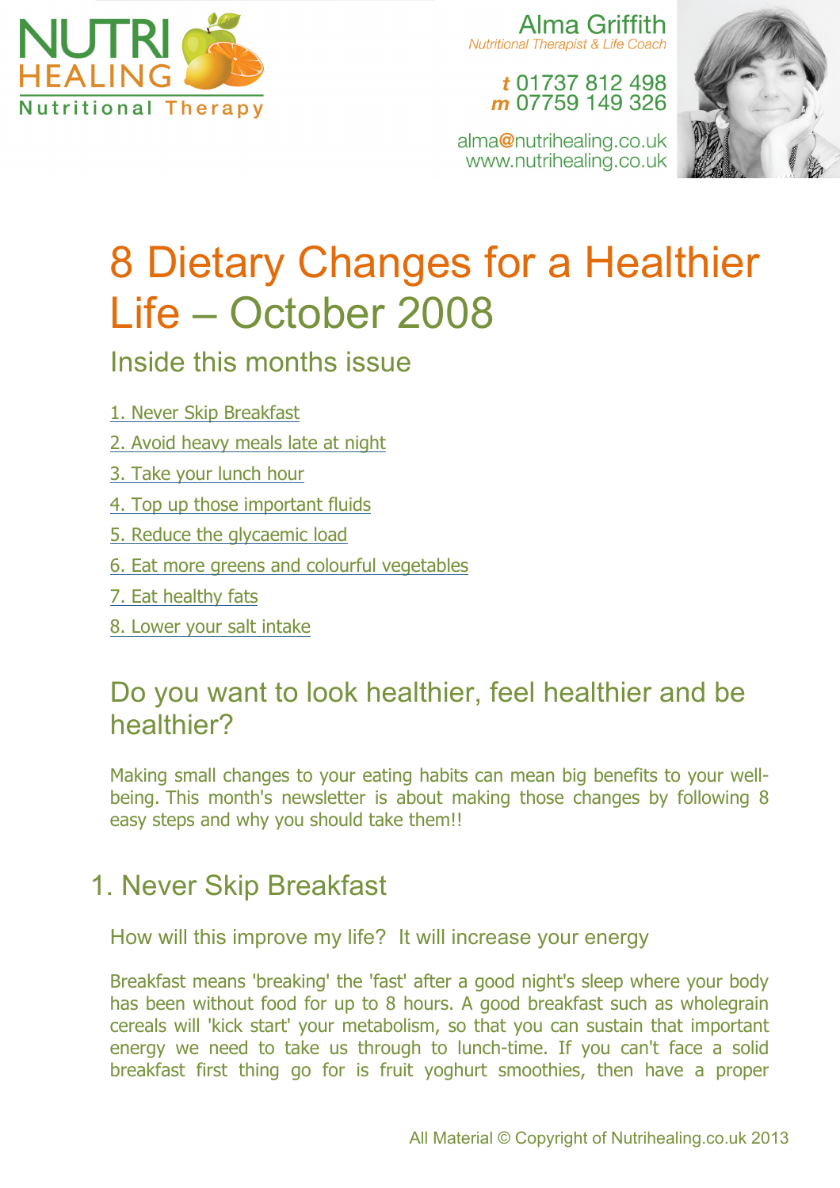NUTRI HEALING
Nutritional Therapy

Alma Griffith
*Nutritional Therapist & Life Coach*

*t* 01737 812 498
*m* 07759 149 326

alma@nutrihealing.co.uk
www.nutrihealing.co.uk

# 8 Dietary Changes for a Healthier Life – October 2008

## Inside this months issue

1. Never Skip Breakfast
2. Avoid heavy meals late at night
3. Take your lunch hour
4. Top up those important fluids
5. Reduce the glycaemic load
6. Eat more greens and colourful vegetables
7. Eat healthy fats
8. Lower your salt intake

## Do you want to look healthier, feel healthier and be healthier?

Making small changes to your eating habits can mean big benefits to your well-being. This month's newsletter is about making those changes by following 8 easy steps and why you should take them!!

## 1. Never Skip Breakfast

### How will this improve my life? It will increase your energy

Breakfast means 'breaking' the 'fast' after a good night's sleep where your body has been without food for up to 8 hours. A good breakfast such as wholegrain cereals will 'kick start' your metabolism, so that you can sustain that important energy we need to take us through to lunch-time. If you can't face a solid breakfast first thing go for is fruit yoghurt smoothies, then have a proper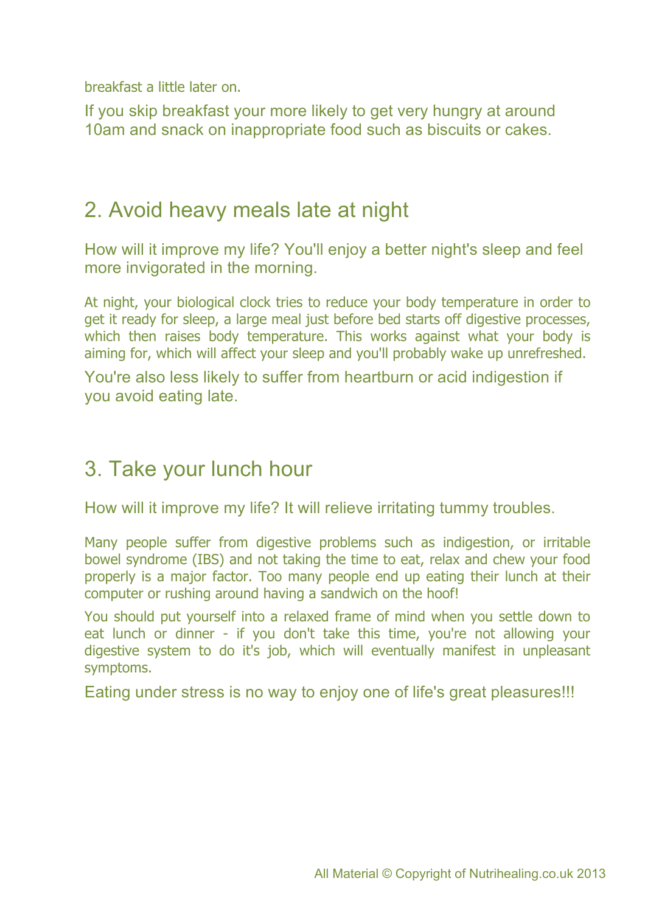breakfast a little later on.

If you skip breakfast your more likely to get very hungry at around 10am and snack on inappropriate food such as biscuits or cakes.

## 2. Avoid heavy meals late at night

How will it improve my life? You'll enjoy a better night's sleep and feel more invigorated in the morning.

At night, your biological clock tries to reduce your body temperature in order to get it ready for sleep, a large meal just before bed starts off digestive processes, which then raises body temperature. This works against what your body is aiming for, which will affect your sleep and you'll probably wake up unrefreshed.

You're also less likely to suffer from heartburn or acid indigestion if you avoid eating late.

## 3. Take your lunch hour

How will it improve my life? It will relieve irritating tummy troubles.

Many people suffer from digestive problems such as indigestion, or irritable bowel syndrome (IBS) and not taking the time to eat, relax and chew your food properly is a major factor. Too many people end up eating their lunch at their computer or rushing around having a sandwich on the hoof!

You should put yourself into a relaxed frame of mind when you settle down to eat lunch or dinner - if you don't take this time, you're not allowing your digestive system to do it's job, which will eventually manifest in unpleasant symptoms.

Eating under stress is no way to enjoy one of life's great pleasures!!!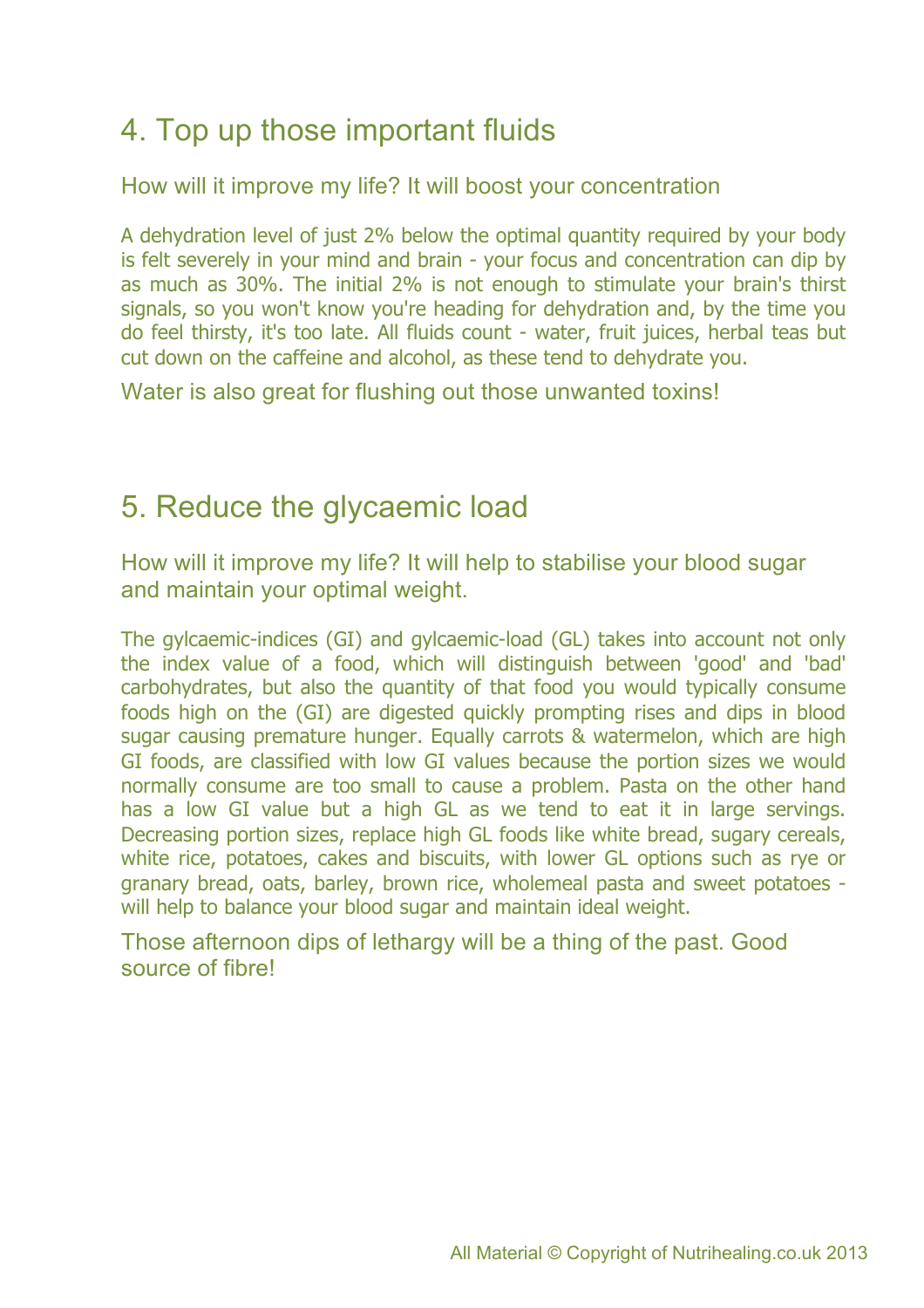## 4. Top up those important fluids

How will it improve my life? It will boost your concentration

A dehydration level of just 2% below the optimal quantity required by your body is felt severely in your mind and brain - your focus and concentration can dip by as much as 30%. The initial 2% is not enough to stimulate your brain's thirst signals, so you won't know you're heading for dehydration and, by the time you do feel thirsty, it's too late. All fluids count - water, fruit juices, herbal teas but cut down on the caffeine and alcohol, as these tend to dehydrate you.

Water is also great for flushing out those unwanted toxins!

## 5. Reduce the glycaemic load

How will it improve my life? It will help to stabilise your blood sugar and maintain your optimal weight.

The gylcaemic-indices (GI) and gylcaemic-load (GL) takes into account not only the index value of a food, which will distinguish between 'good' and 'bad' carbohydrates, but also the quantity of that food you would typically consume foods high on the (GI) are digested quickly prompting rises and dips in blood sugar causing premature hunger. Equally carrots & watermelon, which are high GI foods, are classified with low GI values because the portion sizes we would normally consume are too small to cause a problem. Pasta on the other hand has a low GI value but a high GL as we tend to eat it in large servings. Decreasing portion sizes, replace high GL foods like white bread, sugary cereals, white rice, potatoes, cakes and biscuits, with lower GL options such as rye or granary bread, oats, barley, brown rice, wholemeal pasta and sweet potatoes - will help to balance your blood sugar and maintain ideal weight.

Those afternoon dips of lethargy will be a thing of the past. Good source of fibre!

All Material © Copyright of Nutrihealing.co.uk 2013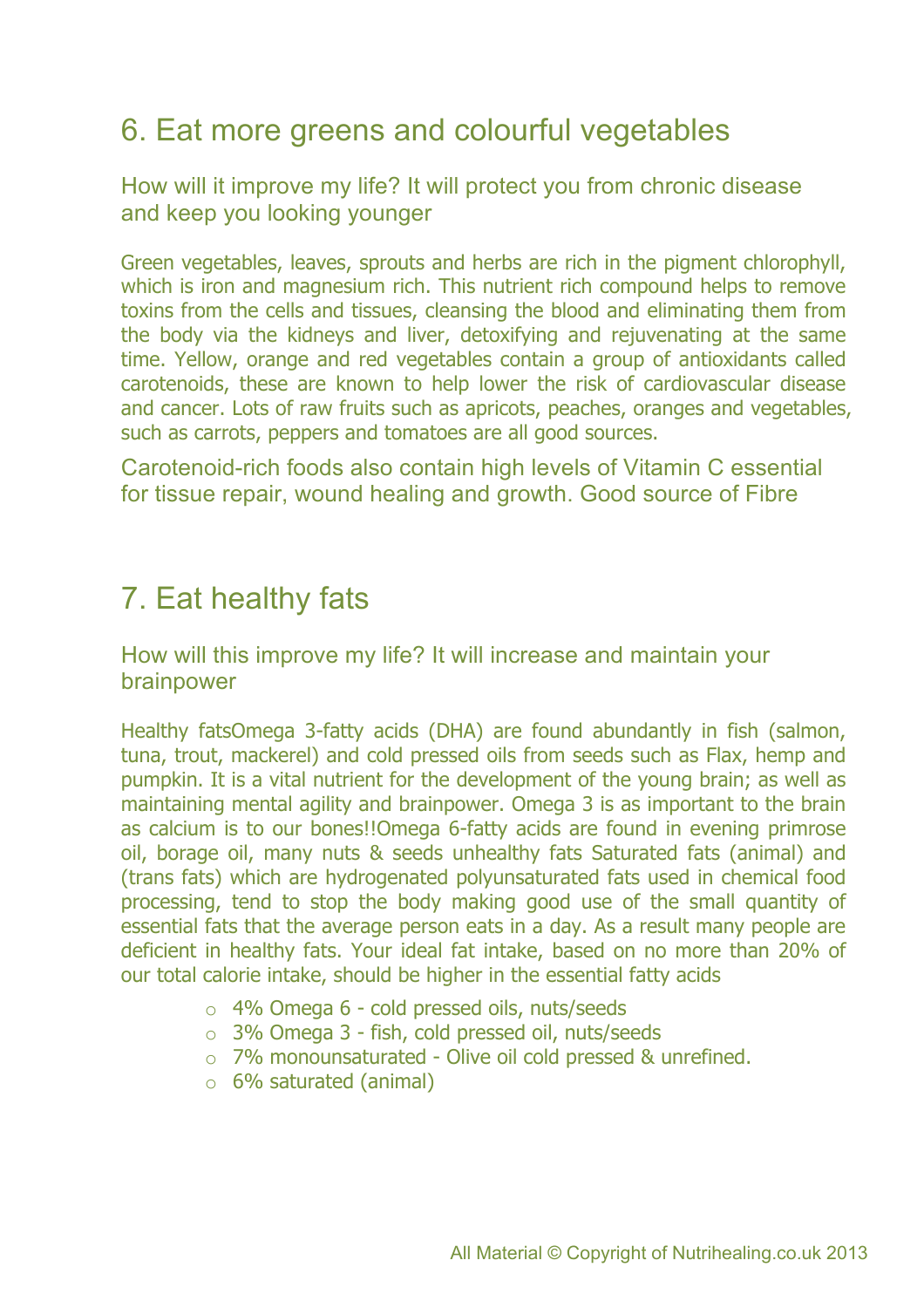## 6. Eat more greens and colourful vegetables

### How will it improve my life? It will protect you from chronic disease and keep you looking younger

Green vegetables, leaves, sprouts and herbs are rich in the pigment chlorophyll, which is iron and magnesium rich. This nutrient rich compound helps to remove toxins from the cells and tissues, cleansing the blood and eliminating them from the body via the kidneys and liver, detoxifying and rejuvenating at the same time. Yellow, orange and red vegetables contain a group of antioxidants called carotenoids, these are known to help lower the risk of cardiovascular disease and cancer. Lots of raw fruits such as apricots, peaches, oranges and vegetables, such as carrots, peppers and tomatoes are all good sources.

Carotenoid-rich foods also contain high levels of Vitamin C essential for tissue repair, wound healing and growth. Good source of Fibre

## 7. Eat healthy fats

### How will this improve my life? It will increase and maintain your brainpower

Healthy fatsOmega 3-fatty acids (DHA) are found abundantly in fish (salmon, tuna, trout, mackerel) and cold pressed oils from seeds such as Flax, hemp and pumpkin. It is a vital nutrient for the development of the young brain; as well as maintaining mental agility and brainpower. Omega 3 is as important to the brain as calcium is to our bones!!Omega 6-fatty acids are found in evening primrose oil, borage oil, many nuts & seeds unhealthy fats Saturated fats (animal) and (trans fats) which are hydrogenated polyunsaturated fats used in chemical food processing, tend to stop the body making good use of the small quantity of essential fats that the average person eats in a day. As a result many people are deficient in healthy fats. Your ideal fat intake, based on no more than 20% of our total calorie intake, should be higher in the essential fatty acids

- 4% Omega 6 - cold pressed oils, nuts/seeds
- 3% Omega 3 - fish, cold pressed oil, nuts/seeds
- 7% monounsaturated - Olive oil cold pressed & unrefined.
- 6% saturated (animal)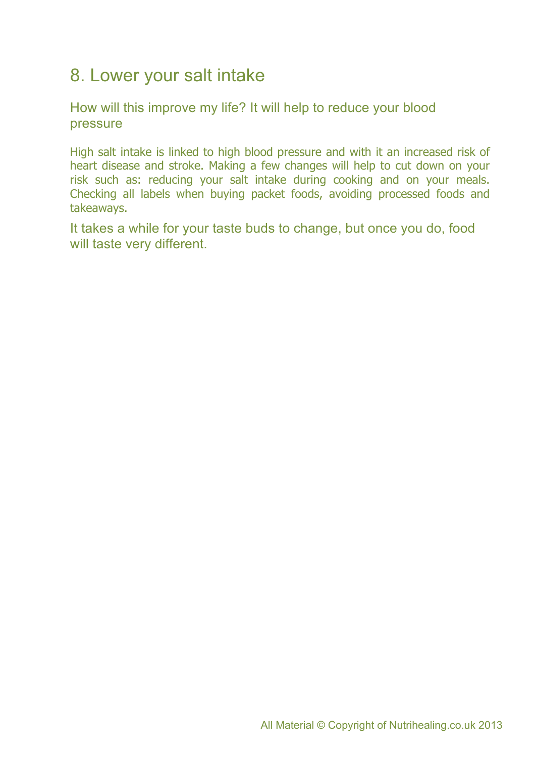## 8. Lower your salt intake

### How will this improve my life? It will help to reduce your blood pressure

High salt intake is linked to high blood pressure and with it an increased risk of heart disease and stroke. Making a few changes will help to cut down on your risk such as: reducing your salt intake during cooking and on your meals. Checking all labels when buying packet foods, avoiding processed foods and takeaways.

It takes a while for your taste buds to change, but once you do, food will taste very different.

All Material © Copyright of Nutrihealing.co.uk 2013